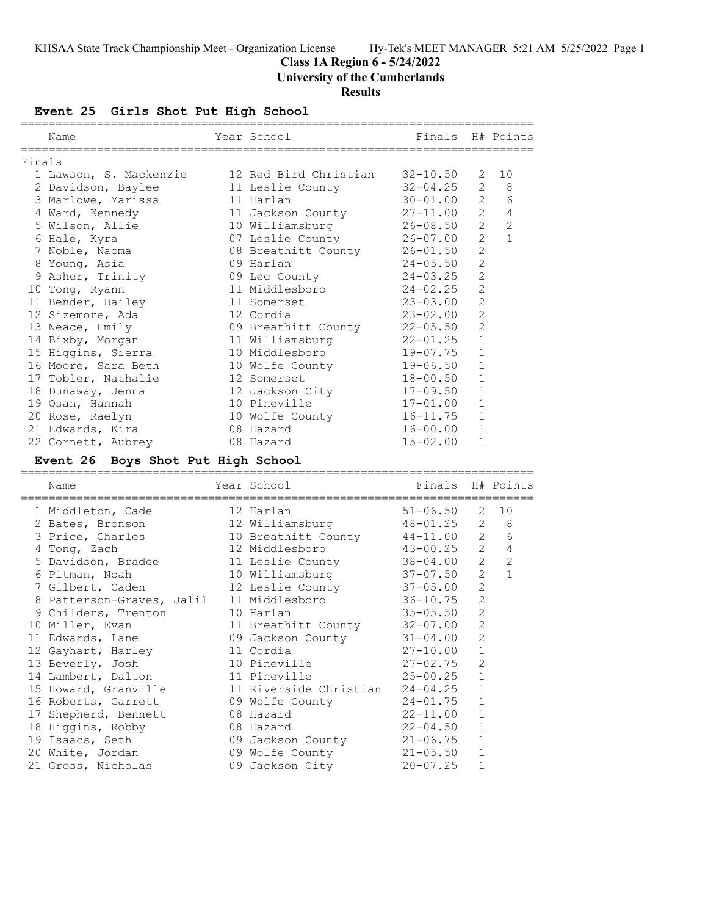# Class 1A Region 6 - 5/24/2022

## University of the Cumberlands

### Results

### Event 25 Girls Shot Put High School

Finals

| Place | Name | Year | School | Finals | H# | Points |
|---|---|---|---|---|---|---|
| 1 | Lawson, S. Mackenzie | 12 | Red Bird Christian | 32-10.50 | 2 | 10 |
| 2 | Davidson, Baylee | 11 | Leslie County | 32-04.25 | 2 | 8 |
| 3 | Marlowe, Marissa | 11 | Harlan | 30-01.00 | 2 | 6 |
| 4 | Ward, Kennedy | 11 | Jackson County | 27-11.00 | 2 | 4 |
| 5 | Wilson, Allie | 10 | Williamsburg | 26-08.50 | 2 | 2 |
| 6 | Hale, Kyra | 07 | Leslie County | 26-07.00 | 2 | 1 |
| 7 | Noble, Naoma | 08 | Breathitt County | 26-01.50 | 2 | |
| 8 | Young, Asia | 09 | Harlan | 24-05.50 | 2 | |
| 9 | Asher, Trinity | 09 | Lee County | 24-03.25 | 2 | |
| 10 | Tong, Ryann | 11 | Middlesboro | 24-02.25 | 2 | |
| 11 | Bender, Bailey | 11 | Somerset | 23-03.00 | 2 | |
| 12 | Sizemore, Ada | 12 | Cordia | 23-02.00 | 2 | |
| 13 | Neace, Emily | 09 | Breathitt County | 22-05.50 | 2 | |
| 14 | Bixby, Morgan | 11 | Williamsburg | 22-01.25 | 1 | |
| 15 | Higgins, Sierra | 10 | Middlesboro | 19-07.75 | 1 | |
| 16 | Moore, Sara Beth | 10 | Wolfe County | 19-06.50 | 1 | |
| 17 | Tobler, Nathalie | 12 | Somerset | 18-00.50 | 1 | |
| 18 | Dunaway, Jenna | 12 | Jackson City | 17-09.50 | 1 | |
| 19 | Osan, Hannah | 10 | Pineville | 17-01.00 | 1 | |
| 20 | Rose, Raelyn | 10 | Wolfe County | 16-11.75 | 1 | |
| 21 | Edwards, Kira | 08 | Hazard | 16-00.00 | 1 | |
| 22 | Cornett, Aubrey | 08 | Hazard | 15-02.00 | 1 | |

### Event 26 Boys Shot Put High School

| Place | Name | Year | School | Finals | H# | Points |
|---|---|---|---|---|---|---|
| 1 | Middleton, Cade | 12 | Harlan | 51-06.50 | 2 | 10 |
| 2 | Bates, Bronson | 12 | Williamsburg | 48-01.25 | 2 | 8 |
| 3 | Price, Charles | 10 | Breathitt County | 44-11.00 | 2 | 6 |
| 4 | Tong, Zach | 12 | Middlesboro | 43-00.25 | 2 | 4 |
| 5 | Davidson, Bradee | 11 | Leslie County | 38-04.00 | 2 | 2 |
| 6 | Pitman, Noah | 10 | Williamsburg | 37-07.50 | 2 | 1 |
| 7 | Gilbert, Caden | 12 | Leslie County | 37-05.00 | 2 | |
| 8 | Patterson-Graves, Jalil | 11 | Middlesboro | 36-10.75 | 2 | |
| 9 | Childers, Trenton | 10 | Harlan | 35-05.50 | 2 | |
| 10 | Miller, Evan | 11 | Breathitt County | 32-07.00 | 2 | |
| 11 | Edwards, Lane | 09 | Jackson County | 31-04.00 | 2 | |
| 12 | Gayhart, Harley | 11 | Cordia | 27-10.00 | 1 | |
| 13 | Beverly, Josh | 10 | Pineville | 27-02.75 | 2 | |
| 14 | Lambert, Dalton | 11 | Pineville | 25-00.25 | 1 | |
| 15 | Howard, Granville | 11 | Riverside Christian | 24-04.25 | 1 | |
| 16 | Roberts, Garrett | 09 | Wolfe County | 24-01.75 | 1 | |
| 17 | Shepherd, Bennett | 08 | Hazard | 22-11.00 | 1 | |
| 18 | Higgins, Robby | 08 | Hazard | 22-04.50 | 1 | |
| 19 | Isaacs, Seth | 09 | Jackson County | 21-06.75 | 1 | |
| 20 | White, Jordan | 09 | Wolfe County | 21-05.50 | 1 | |
| 21 | Gross, Nicholas | 09 | Jackson City | 20-07.25 | 1 | |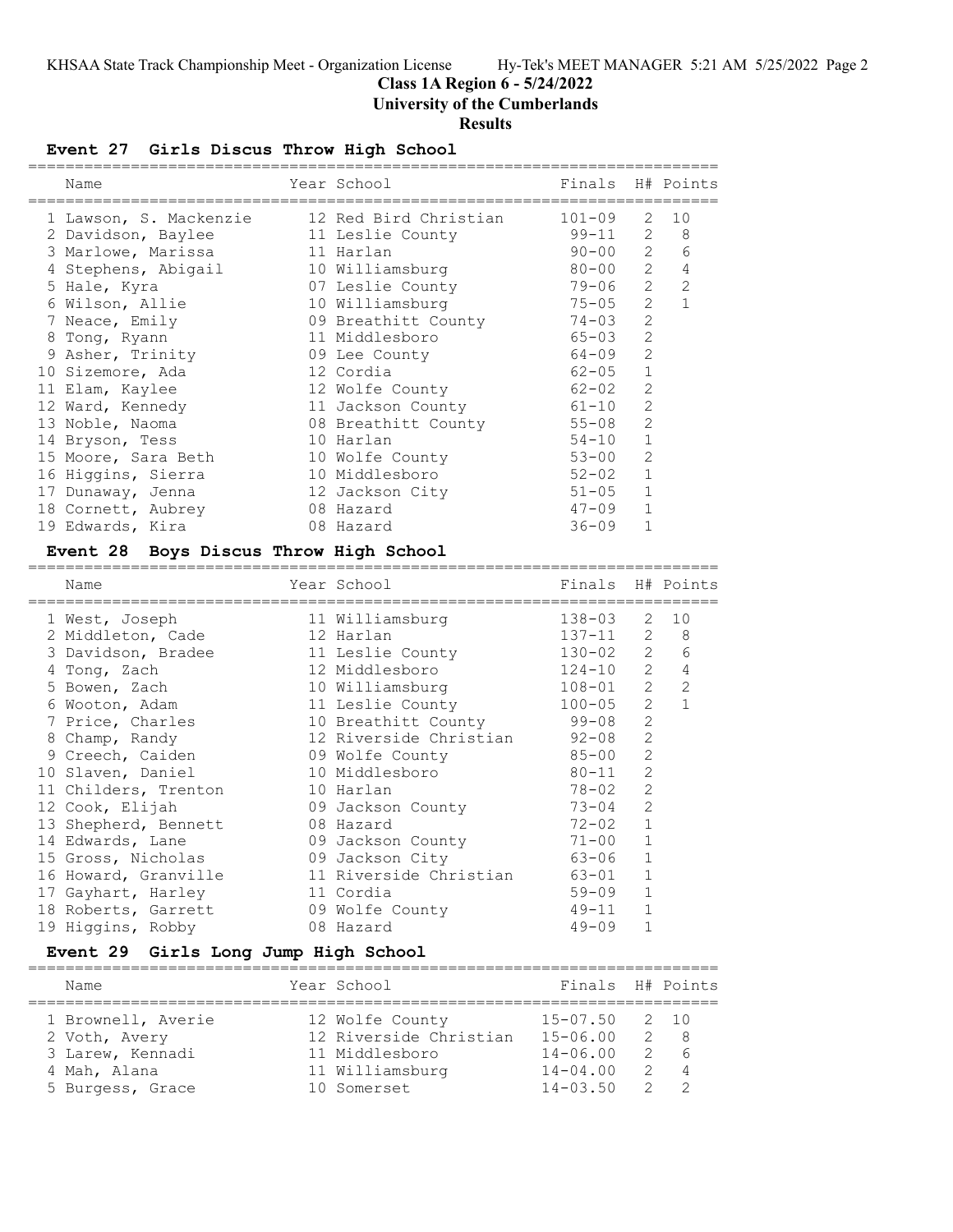# Class 1A Region 6 - 5/24/2022
## University of the Cumberlands
### Results

## Event 27 Girls Discus Throw High School

| | Name | Year | School | Finals | H# | Points |
|---|---|---|---|---|---|---|
| 1 | Lawson, S. Mackenzie | 12 | Red Bird Christian | 101-09 | 2 | 10 |
| 2 | Davidson, Baylee | 11 | Leslie County | 99-11 | 2 | 8 |
| 3 | Marlowe, Marissa | 11 | Harlan | 90-00 | 2 | 6 |
| 4 | Stephens, Abigail | 10 | Williamsburg | 80-00 | 2 | 4 |
| 5 | Hale, Kyra | 07 | Leslie County | 79-06 | 2 | 2 |
| 6 | Wilson, Allie | 10 | Williamsburg | 75-05 | 2 | 1 |
| 7 | Neace, Emily | 09 | Breathitt County | 74-03 | 2 | |
| 8 | Tong, Ryann | 11 | Middlesboro | 65-03 | 2 | |
| 9 | Asher, Trinity | 09 | Lee County | 64-09 | 2 | |
| 10 | Sizemore, Ada | 12 | Cordia | 62-05 | 1 | |
| 11 | Elam, Kaylee | 12 | Wolfe County | 62-02 | 2 | |
| 12 | Ward, Kennedy | 11 | Jackson County | 61-10 | 2 | |
| 13 | Noble, Naoma | 08 | Breathitt County | 55-08 | 2 | |
| 14 | Bryson, Tess | 10 | Harlan | 54-10 | 1 | |
| 15 | Moore, Sara Beth | 10 | Wolfe County | 53-00 | 2 | |
| 16 | Higgins, Sierra | 10 | Middlesboro | 52-02 | 1 | |
| 17 | Dunaway, Jenna | 12 | Jackson City | 51-05 | 1 | |
| 18 | Cornett, Aubrey | 08 | Hazard | 47-09 | 1 | |
| 19 | Edwards, Kira | 08 | Hazard | 36-09 | 1 | |

## Event 28 Boys Discus Throw High School

| | Name | Year | School | Finals | H# | Points |
|---|---|---|---|---|---|---|
| 1 | West, Joseph | 11 | Williamsburg | 138-03 | 2 | 10 |
| 2 | Middleton, Cade | 12 | Harlan | 137-11 | 2 | 8 |
| 3 | Davidson, Bradee | 11 | Leslie County | 130-02 | 2 | 6 |
| 4 | Tong, Zach | 12 | Middlesboro | 124-10 | 2 | 4 |
| 5 | Bowen, Zach | 10 | Williamsburg | 108-01 | 2 | 2 |
| 6 | Wooton, Adam | 11 | Leslie County | 100-05 | 2 | 1 |
| 7 | Price, Charles | 10 | Breathitt County | 99-08 | 2 | |
| 8 | Champ, Randy | 12 | Riverside Christian | 92-08 | 2 | |
| 9 | Creech, Caiden | 09 | Wolfe County | 85-00 | 2 | |
| 10 | Slaven, Daniel | 10 | Middlesboro | 80-11 | 2 | |
| 11 | Childers, Trenton | 10 | Harlan | 78-02 | 2 | |
| 12 | Cook, Elijah | 09 | Jackson County | 73-04 | 2 | |
| 13 | Shepherd, Bennett | 08 | Hazard | 72-02 | 1 | |
| 14 | Edwards, Lane | 09 | Jackson County | 71-00 | 1 | |
| 15 | Gross, Nicholas | 09 | Jackson City | 63-06 | 1 | |
| 16 | Howard, Granville | 11 | Riverside Christian | 63-01 | 1 | |
| 17 | Gayhart, Harley | 11 | Cordia | 59-09 | 1 | |
| 18 | Roberts, Garrett | 09 | Wolfe County | 49-11 | 1 | |
| 19 | Higgins, Robby | 08 | Hazard | 49-09 | 1 | |

## Event 29 Girls Long Jump High School

| | Name | Year | School | Finals | H# | Points |
|---|---|---|---|---|---|---|
| 1 | Brownell, Averie | 12 | Wolfe County | 15-07.50 | 2 | 10 |
| 2 | Voth, Avery | 12 | Riverside Christian | 15-06.00 | 2 | 8 |
| 3 | Larew, Kennadi | 11 | Middlesboro | 14-06.00 | 2 | 6 |
| 4 | Mah, Alana | 11 | Williamsburg | 14-04.00 | 2 | 4 |
| 5 | Burgess, Grace | 10 | Somerset | 14-03.50 | 2 | 2 |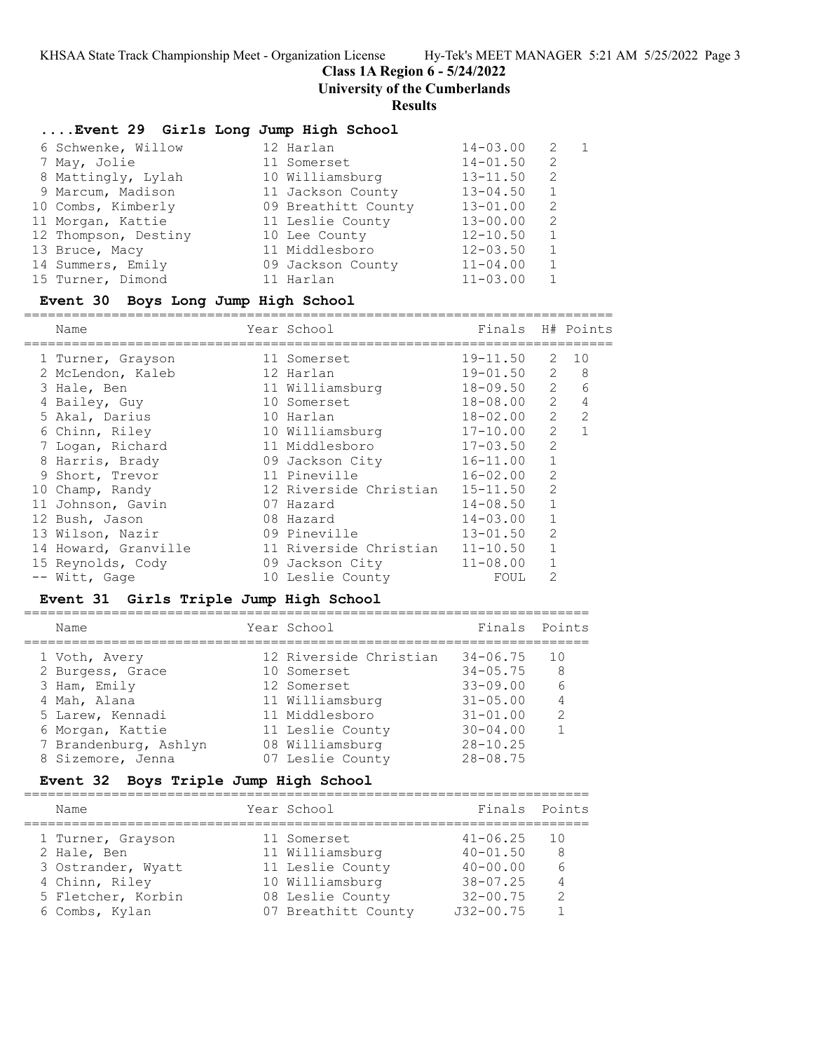# Class 1A Region 6 - 5/24/2022

**University of the Cumberlands**

**Results**

### ....Event 29 Girls Long Jump High School

| Name | Year | School | Finals | H# | Points |
|---|---|---|---|---|---|
| 6 Schwenke, Willow | 12 | Harlan | 14-03.00 | 2 | 1 |
| 7 May, Jolie | 11 | Somerset | 14-01.50 | 2 | |
| 8 Mattingly, Lylah | 10 | Williamsburg | 13-11.50 | 2 | |
| 9 Marcum, Madison | 11 | Jackson County | 13-04.50 | 1 | |
| 10 Combs, Kimberly | 09 | Breathitt County | 13-01.00 | 2 | |
| 11 Morgan, Kattie | 11 | Leslie County | 13-00.00 | 2 | |
| 12 Thompson, Destiny | 10 | Lee County | 12-10.50 | 1 | |
| 13 Bruce, Macy | 11 | Middlesboro | 12-03.50 | 1 | |
| 14 Summers, Emily | 09 | Jackson County | 11-04.00 | 1 | |
| 15 Turner, Dimond | 11 | Harlan | 11-03.00 | 1 | |

### Event 30 Boys Long Jump High School

| Name | Year | School | Finals | H# | Points |
|---|---|---|---|---|---|
| 1 Turner, Grayson | 11 | Somerset | 19-11.50 | 2 | 10 |
| 2 McLendon, Kaleb | 12 | Harlan | 19-01.50 | 2 | 8 |
| 3 Hale, Ben | 11 | Williamsburg | 18-09.50 | 2 | 6 |
| 4 Bailey, Guy | 10 | Somerset | 18-08.00 | 2 | 4 |
| 5 Akal, Darius | 10 | Harlan | 18-02.00 | 2 | 2 |
| 6 Chinn, Riley | 10 | Williamsburg | 17-10.00 | 2 | 1 |
| 7 Logan, Richard | 11 | Middlesboro | 17-03.50 | 2 | |
| 8 Harris, Brady | 09 | Jackson City | 16-11.00 | 1 | |
| 9 Short, Trevor | 11 | Pineville | 16-02.00 | 2 | |
| 10 Champ, Randy | 12 | Riverside Christian | 15-11.50 | 2 | |
| 11 Johnson, Gavin | 07 | Hazard | 14-08.50 | 1 | |
| 12 Bush, Jason | 08 | Hazard | 14-03.00 | 1 | |
| 13 Wilson, Nazir | 09 | Pineville | 13-01.50 | 2 | |
| 14 Howard, Granville | 11 | Riverside Christian | 11-10.50 | 1 | |
| 15 Reynolds, Cody | 09 | Jackson City | 11-08.00 | 1 | |
| -- Witt, Gage | 10 | Leslie County | FOUL | 2 | |

### Event 31 Girls Triple Jump High School

| Name | Year | School | Finals | Points |
|---|---|---|---|---|
| 1 Voth, Avery | 12 | Riverside Christian | 34-06.75 | 10 |
| 2 Burgess, Grace | 10 | Somerset | 34-05.75 | 8 |
| 3 Ham, Emily | 12 | Somerset | 33-09.00 | 6 |
| 4 Mah, Alana | 11 | Williamsburg | 31-05.00 | 4 |
| 5 Larew, Kennadi | 11 | Middlesboro | 31-01.00 | 2 |
| 6 Morgan, Kattie | 11 | Leslie County | 30-04.00 | 1 |
| 7 Brandenburg, Ashlyn | 08 | Williamsburg | 28-10.25 | |
| 8 Sizemore, Jenna | 07 | Leslie County | 28-08.75 | |

### Event 32 Boys Triple Jump High School

| Name | Year | School | Finals | Points |
|---|---|---|---|---|
| 1 Turner, Grayson | 11 | Somerset | 41-06.25 | 10 |
| 2 Hale, Ben | 11 | Williamsburg | 40-01.50 | 8 |
| 3 Ostrander, Wyatt | 11 | Leslie County | 40-00.00 | 6 |
| 4 Chinn, Riley | 10 | Williamsburg | 38-07.25 | 4 |
| 5 Fletcher, Korbin | 08 | Leslie County | 32-00.75 | 2 |
| 6 Combs, Kylan | 07 | Breathitt County | J32-00.75 | 1 |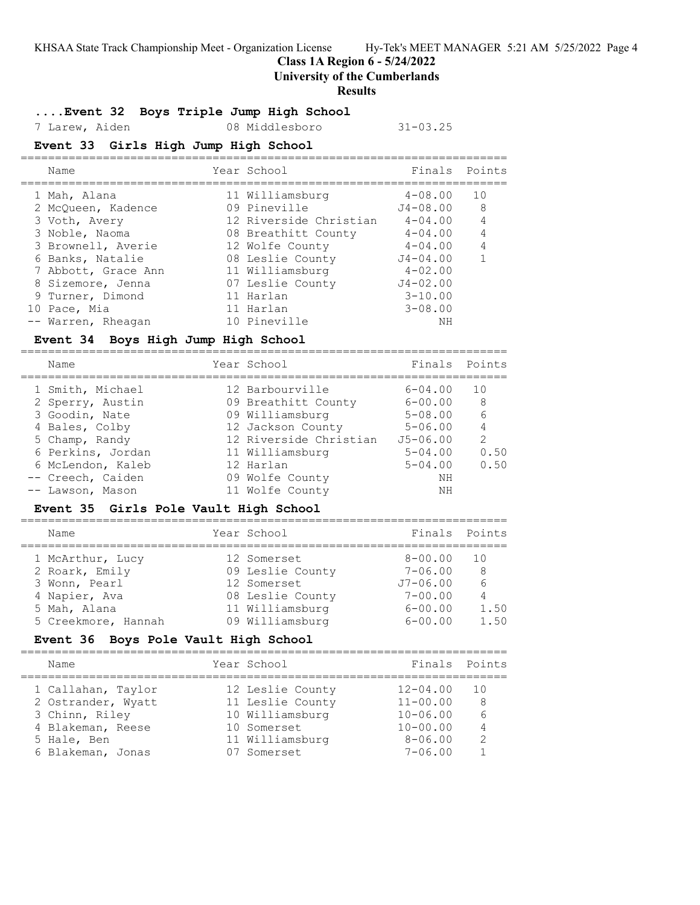## Class 1A Region 6 - 5/24/2022
## University of the Cumberlands
## Results

### ....Event 32 Boys Triple Jump High School

| Name | Year | School | Finals |
|---|---|---|---|
| 7 Larew, Aiden | 08 | Middlesboro | 31-03.25 |

### Event 33 Girls High Jump High School

| Name | Year | School | Finals | Points |
|---|---|---|---|---|
| 1 Mah, Alana | 11 | Williamsburg | 4-08.00 | 10 |
| 2 McQueen, Kadence | 09 | Pineville | J4-08.00 | 8 |
| 3 Voth, Avery | 12 | Riverside Christian | 4-04.00 | 4 |
| 3 Noble, Naoma | 08 | Breathitt County | 4-04.00 | 4 |
| 3 Brownell, Averie | 12 | Wolfe County | 4-04.00 | 4 |
| 6 Banks, Natalie | 08 | Leslie County | J4-04.00 | 1 |
| 7 Abbott, Grace Ann | 11 | Williamsburg | 4-02.00 | |
| 8 Sizemore, Jenna | 07 | Leslie County | J4-02.00 | |
| 9 Turner, Dimond | 11 | Harlan | 3-10.00 | |
| 10 Pace, Mia | 11 | Harlan | 3-08.00 | |
| -- Warren, Rheagan | 10 | Pineville | NH | |

### Event 34 Boys High Jump High School

| Name | Year | School | Finals | Points |
|---|---|---|---|---|
| 1 Smith, Michael | 12 | Barbourville | 6-04.00 | 10 |
| 2 Sperry, Austin | 09 | Breathitt County | 6-00.00 | 8 |
| 3 Goodin, Nate | 09 | Williamsburg | 5-08.00 | 6 |
| 4 Bales, Colby | 12 | Jackson County | 5-06.00 | 4 |
| 5 Champ, Randy | 12 | Riverside Christian | J5-06.00 | 2 |
| 6 Perkins, Jordan | 11 | Williamsburg | 5-04.00 | 0.50 |
| 6 McLendon, Kaleb | 12 | Harlan | 5-04.00 | 0.50 |
| -- Creech, Caiden | 09 | Wolfe County | NH | |
| -- Lawson, Mason | 11 | Wolfe County | NH | |

### Event 35 Girls Pole Vault High School

| Name | Year | School | Finals | Points |
|---|---|---|---|---|
| 1 McArthur, Lucy | 12 | Somerset | 8-00.00 | 10 |
| 2 Roark, Emily | 09 | Leslie County | 7-06.00 | 8 |
| 3 Wonn, Pearl | 12 | Somerset | J7-06.00 | 6 |
| 4 Napier, Ava | 08 | Leslie County | 7-00.00 | 4 |
| 5 Mah, Alana | 11 | Williamsburg | 6-00.00 | 1.50 |
| 5 Creekmore, Hannah | 09 | Williamsburg | 6-00.00 | 1.50 |

### Event 36 Boys Pole Vault High School

| Name | Year | School | Finals | Points |
|---|---|---|---|---|
| 1 Callahan, Taylor | 12 | Leslie County | 12-04.00 | 10 |
| 2 Ostrander, Wyatt | 11 | Leslie County | 11-00.00 | 8 |
| 3 Chinn, Riley | 10 | Williamsburg | 10-06.00 | 6 |
| 4 Blakeman, Reese | 10 | Somerset | 10-00.00 | 4 |
| 5 Hale, Ben | 11 | Williamsburg | 8-06.00 | 2 |
| 6 Blakeman, Jonas | 07 | Somerset | 7-06.00 | 1 |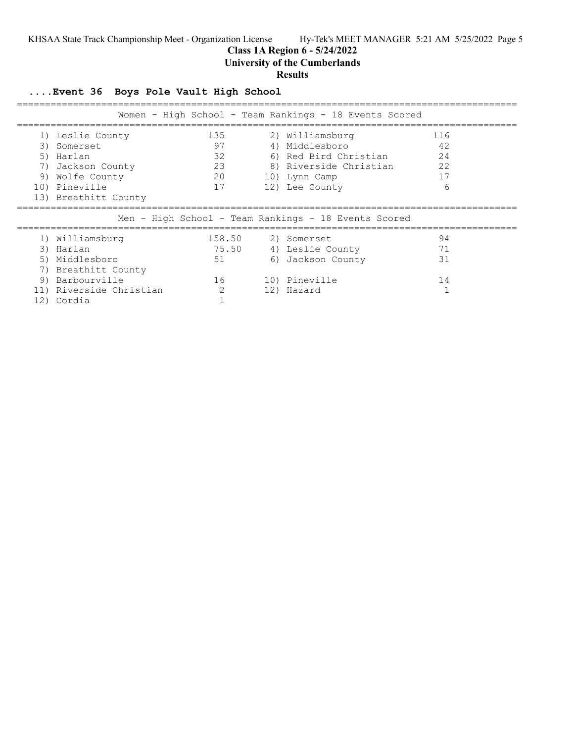**Class 1A Region 6 - 5/24/2022**
**University of the Cumberlands**
**Results**

### ....Event 36 Boys Pole Vault High School

#### Women - High School - Team Rankings - 18 Events Scored

| | | | | | |
|---|---|---|---|---|---|
| 1) | Leslie County | 135 | 2) | Williamsburg | 116 |
| 3) | Somerset | 97 | 4) | Middlesboro | 42 |
| 5) | Harlan | 32 | 6) | Red Bird Christian | 24 |
| 7) | Jackson County | 23 | 8) | Riverside Christian | 22 |
| 9) | Wolfe County | 20 | 10) | Lynn Camp | 17 |
| 10) | Pineville | 17 | 12) | Lee County | 6 |
| 13) | Breathitt County | | | | |

#### Men - High School - Team Rankings - 18 Events Scored

| | | | | | |
|---|---|---|---|---|---|
| 1) | Williamsburg | 158.50 | 2) | Somerset | 94 |
| 3) | Harlan | 75.50 | 4) | Leslie County | 71 |
| 5) | Middlesboro | 51 | 6) | Jackson County | 31 |
| 7) | Breathitt County | | | | |
| 9) | Barbourville | 16 | 10) | Pineville | 14 |
| 11) | Riverside Christian | 2 | 12) | Hazard | 1 |
| 12) | Cordia | 1 | | | |